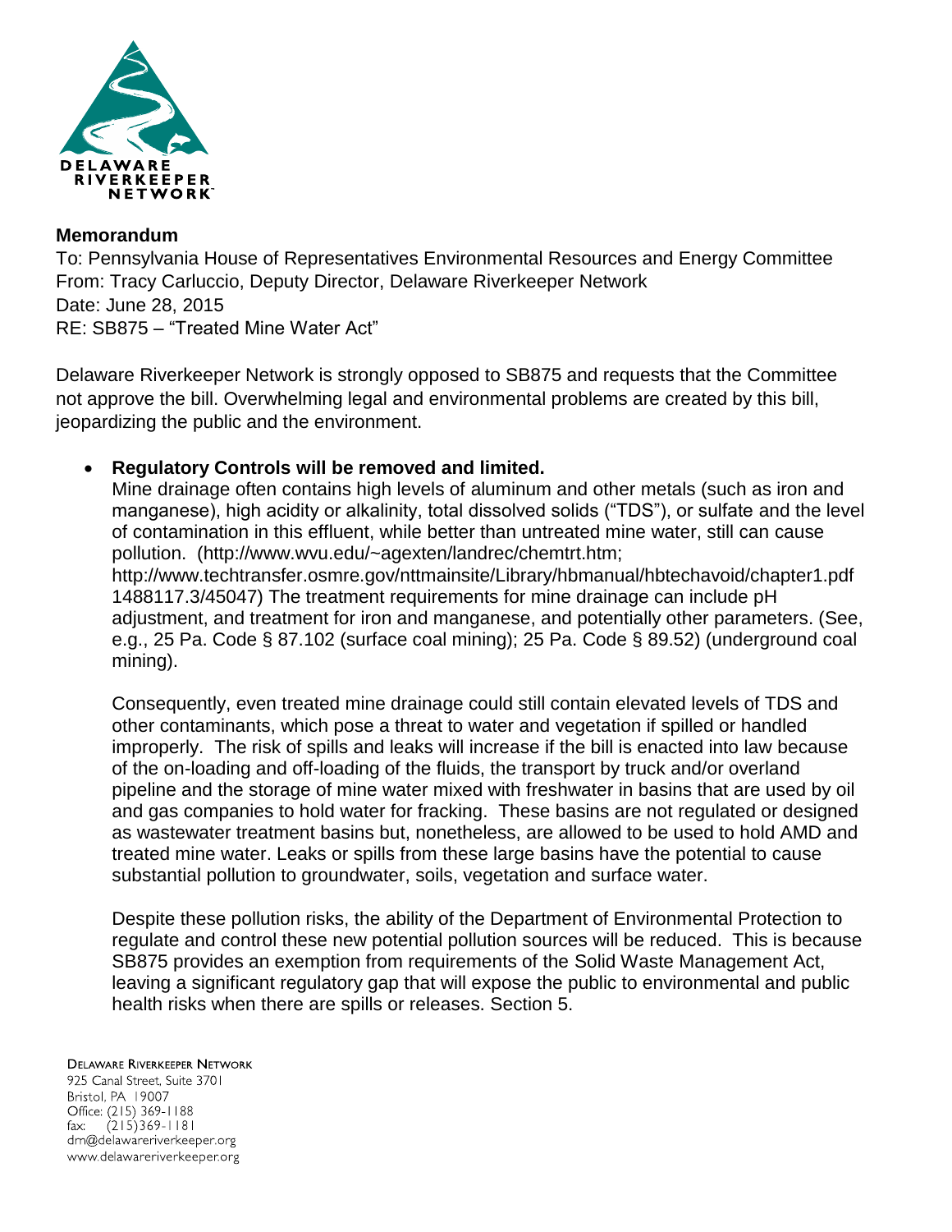DELAWARE RIVERKEEPER NETWORK

**Memorandum**

To: Pennsylvania House of Representatives Environmental Resources and Energy Committee
From: Tracy Carluccio, Deputy Director, Delaware Riverkeeper Network
Date: June 28, 2015
RE: SB875 – "Treated Mine Water Act"

Delaware Riverkeeper Network is strongly opposed to SB875 and requests that the Committee not approve the bill. Overwhelming legal and environmental problems are created by this bill, jeopardizing the public and the environment.

- **Regulatory Controls will be removed and limited.**

  Mine drainage often contains high levels of aluminum and other metals (such as iron and manganese), high acidity or alkalinity, total dissolved solids ("TDS"), or sulfate and the level of contamination in this effluent, while better than untreated mine water, still can cause pollution. (http://www.wvu.edu/~agexten/landrec/chemtrt.htm; http://www.techtransfer.osmre.gov/nttmainsite/Library/hbmanual/hbtechavoid/chapter1.pdf 1488117.3/45047) The treatment requirements for mine drainage can include pH adjustment, and treatment for iron and manganese, and potentially other parameters. (See, e.g., 25 Pa. Code § 87.102 (surface coal mining); 25 Pa. Code § 89.52) (underground coal mining).

  Consequently, even treated mine drainage could still contain elevated levels of TDS and other contaminants, which pose a threat to water and vegetation if spilled or handled improperly. The risk of spills and leaks will increase if the bill is enacted into law because of the on-loading and off-loading of the fluids, the transport by truck and/or overland pipeline and the storage of mine water mixed with freshwater in basins that are used by oil and gas companies to hold water for fracking. These basins are not regulated or designed as wastewater treatment basins but, nonetheless, are allowed to be used to hold AMD and treated mine water. Leaks or spills from these large basins have the potential to cause substantial pollution to groundwater, soils, vegetation and surface water.

  Despite these pollution risks, the ability of the Department of Environmental Protection to regulate and control these new potential pollution sources will be reduced. This is because SB875 provides an exemption from requirements of the Solid Waste Management Act, leaving a significant regulatory gap that will expose the public to environmental and public health risks when there are spills or releases. Section 5.

DELAWARE RIVERKEEPER NETWORK
925 Canal Street, Suite 3701
Bristol, PA 19007
Office: (215) 369-1188
fax: (215)369-1181
drn@delawareriverkeeper.org
www.delawareriverkeeper.org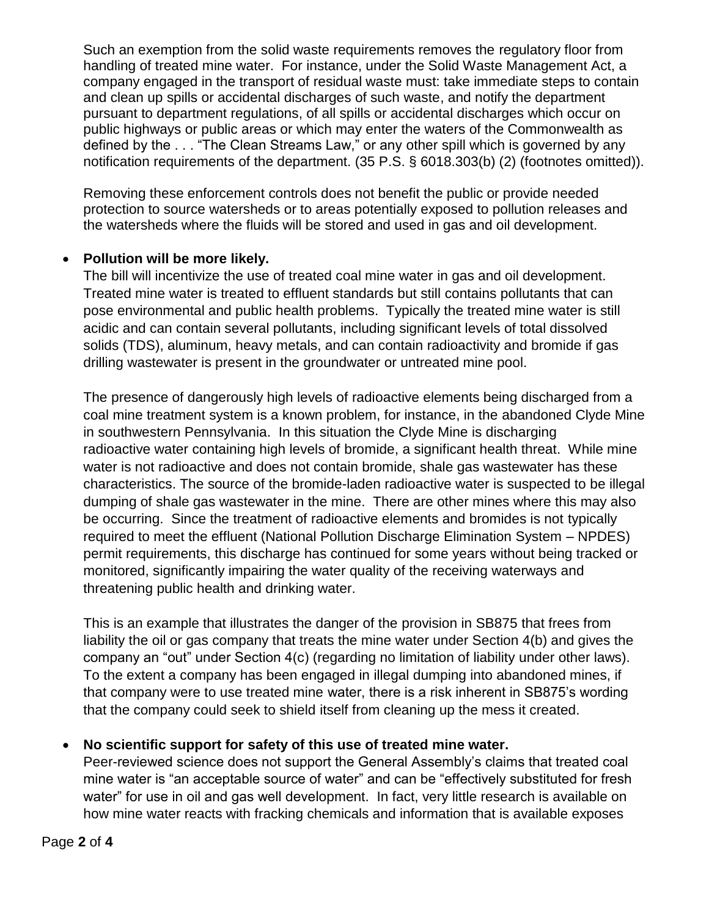Such an exemption from the solid waste requirements removes the regulatory floor from handling of treated mine water. For instance, under the Solid Waste Management Act, a company engaged in the transport of residual waste must: take immediate steps to contain and clean up spills or accidental discharges of such waste, and notify the department pursuant to department regulations, of all spills or accidental discharges which occur on public highways or public areas or which may enter the waters of the Commonwealth as defined by the . . . "The Clean Streams Law," or any other spill which is governed by any notification requirements of the department. (35 P.S. § 6018.303(b) (2) (footnotes omitted)).

Removing these enforcement controls does not benefit the public or provide needed protection to source watersheds or to areas potentially exposed to pollution releases and the watersheds where the fluids will be stored and used in gas and oil development.

- **Pollution will be more likely.**
  The bill will incentivize the use of treated coal mine water in gas and oil development. Treated mine water is treated to effluent standards but still contains pollutants that can pose environmental and public health problems. Typically the treated mine water is still acidic and can contain several pollutants, including significant levels of total dissolved solids (TDS), aluminum, heavy metals, and can contain radioactivity and bromide if gas drilling wastewater is present in the groundwater or untreated mine pool.

  The presence of dangerously high levels of radioactive elements being discharged from a coal mine treatment system is a known problem, for instance, in the abandoned Clyde Mine in southwestern Pennsylvania. In this situation the Clyde Mine is discharging radioactive water containing high levels of bromide, a significant health threat. While mine water is not radioactive and does not contain bromide, shale gas wastewater has these characteristics. The source of the bromide-laden radioactive water is suspected to be illegal dumping of shale gas wastewater in the mine. There are other mines where this may also be occurring. Since the treatment of radioactive elements and bromides is not typically required to meet the effluent (National Pollution Discharge Elimination System – NPDES) permit requirements, this discharge has continued for some years without being tracked or monitored, significantly impairing the water quality of the receiving waterways and threatening public health and drinking water.

  This is an example that illustrates the danger of the provision in SB875 that frees from liability the oil or gas company that treats the mine water under Section 4(b) and gives the company an "out" under Section 4(c) (regarding no limitation of liability under other laws). To the extent a company has been engaged in illegal dumping into abandoned mines, if that company were to use treated mine water, there is a risk inherent in SB875's wording that the company could seek to shield itself from cleaning up the mess it created.

- **No scientific support for safety of this use of treated mine water.**
  Peer-reviewed science does not support the General Assembly's claims that treated coal mine water is "an acceptable source of water" and can be "effectively substituted for fresh water" for use in oil and gas well development. In fact, very little research is available on how mine water reacts with fracking chemicals and information that is available exposes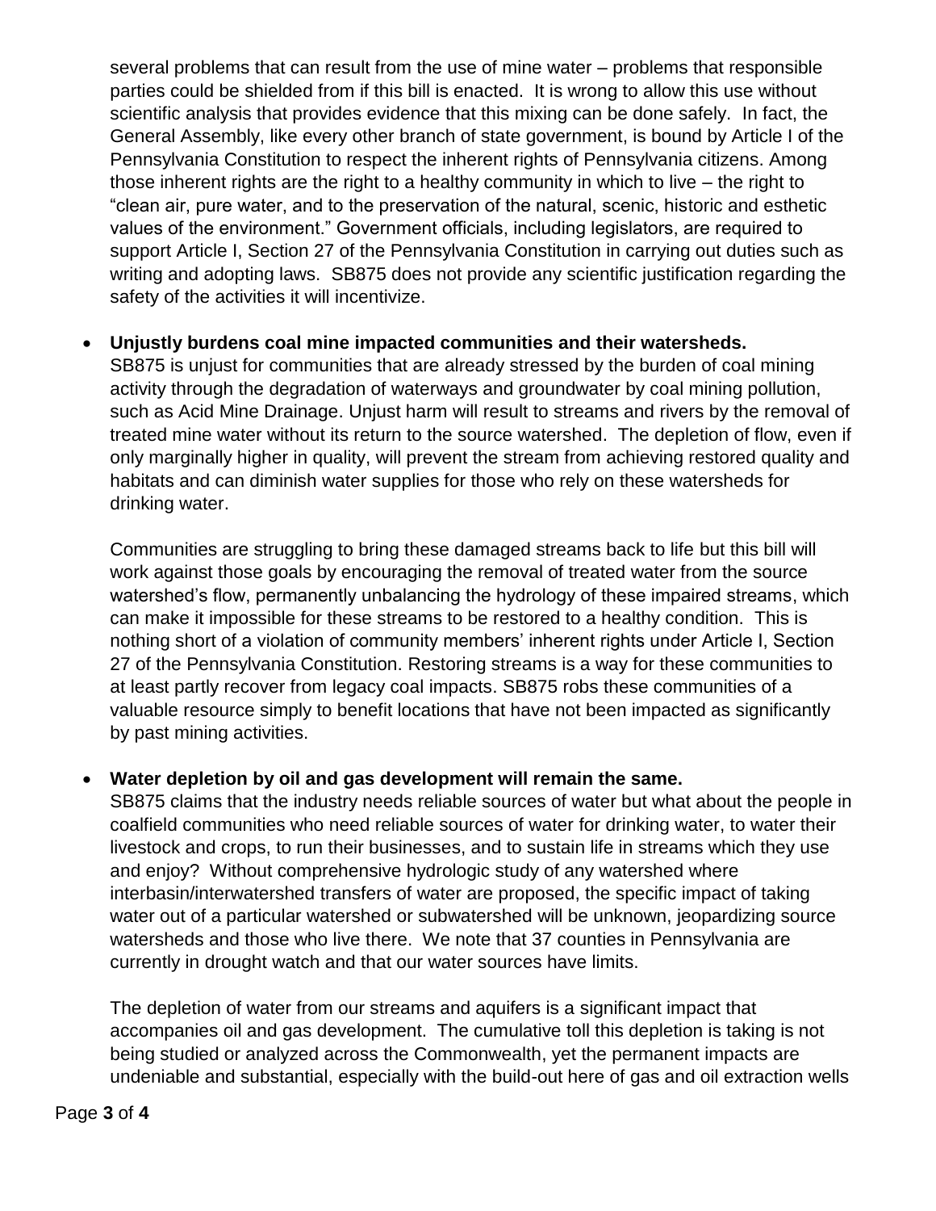several problems that can result from the use of mine water – problems that responsible parties could be shielded from if this bill is enacted. It is wrong to allow this use without scientific analysis that provides evidence that this mixing can be done safely. In fact, the General Assembly, like every other branch of state government, is bound by Article I of the Pennsylvania Constitution to respect the inherent rights of Pennsylvania citizens. Among those inherent rights are the right to a healthy community in which to live – the right to "clean air, pure water, and to the preservation of the natural, scenic, historic and esthetic values of the environment." Government officials, including legislators, are required to support Article I, Section 27 of the Pennsylvania Constitution in carrying out duties such as writing and adopting laws. SB875 does not provide any scientific justification regarding the safety of the activities it will incentivize.

- **Unjustly burdens coal mine impacted communities and their watersheds.**
  SB875 is unjust for communities that are already stressed by the burden of coal mining activity through the degradation of waterways and groundwater by coal mining pollution, such as Acid Mine Drainage. Unjust harm will result to streams and rivers by the removal of treated mine water without its return to the source watershed. The depletion of flow, even if only marginally higher in quality, will prevent the stream from achieving restored quality and habitats and can diminish water supplies for those who rely on these watersheds for drinking water.

  Communities are struggling to bring these damaged streams back to life but this bill will work against those goals by encouraging the removal of treated water from the source watershed's flow, permanently unbalancing the hydrology of these impaired streams, which can make it impossible for these streams to be restored to a healthy condition. This is nothing short of a violation of community members' inherent rights under Article I, Section 27 of the Pennsylvania Constitution. Restoring streams is a way for these communities to at least partly recover from legacy coal impacts. SB875 robs these communities of a valuable resource simply to benefit locations that have not been impacted as significantly by past mining activities.

- **Water depletion by oil and gas development will remain the same.**
  SB875 claims that the industry needs reliable sources of water but what about the people in coalfield communities who need reliable sources of water for drinking water, to water their livestock and crops, to run their businesses, and to sustain life in streams which they use and enjoy? Without comprehensive hydrologic study of any watershed where interbasin/interwatershed transfers of water are proposed, the specific impact of taking water out of a particular watershed or subwatershed will be unknown, jeopardizing source watersheds and those who live there. We note that 37 counties in Pennsylvania are currently in drought watch and that our water sources have limits.

  The depletion of water from our streams and aquifers is a significant impact that accompanies oil and gas development. The cumulative toll this depletion is taking is not being studied or analyzed across the Commonwealth, yet the permanent impacts are undeniable and substantial, especially with the build-out here of gas and oil extraction wells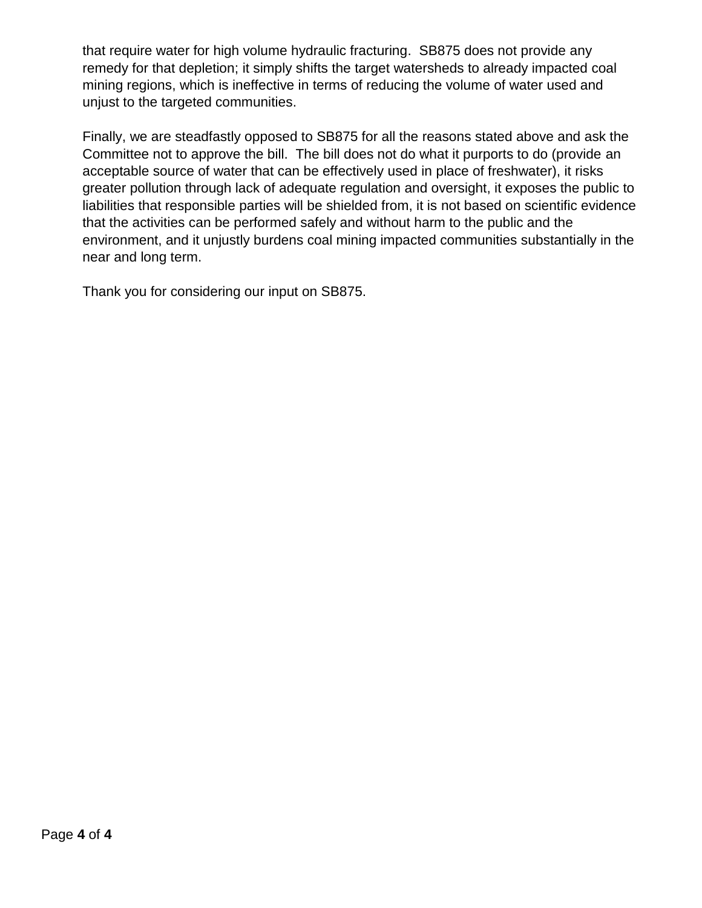that require water for high volume hydraulic fracturing.  SB875 does not provide any remedy for that depletion; it simply shifts the target watersheds to already impacted coal mining regions, which is ineffective in terms of reducing the volume of water used and unjust to the targeted communities.

Finally, we are steadfastly opposed to SB875 for all the reasons stated above and ask the Committee not to approve the bill.  The bill does not do what it purports to do (provide an acceptable source of water that can be effectively used in place of freshwater), it risks greater pollution through lack of adequate regulation and oversight, it exposes the public to liabilities that responsible parties will be shielded from, it is not based on scientific evidence that the activities can be performed safely and without harm to the public and the environment, and it unjustly burdens coal mining impacted communities substantially in the near and long term.

Thank you for considering our input on SB875.